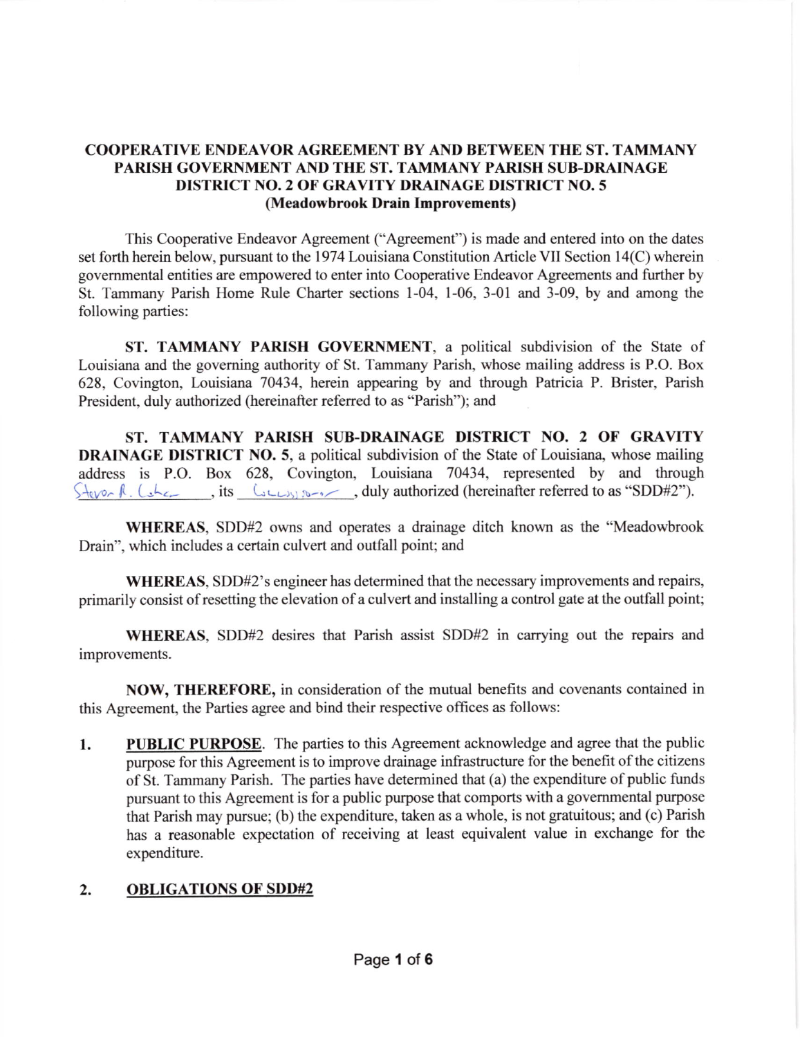**COOPERATIVE ENDEAVOR AGREEMENT BY AND BETWEEN THE ST. TAMMANY PARISH GOVERNMENT AND THE ST. TAMMANY PARISH SUB-DRAINAGE DISTRICT NO. 2 OF GRAVITY DRAINAGE DISTRICT NO. 5 (Meadowbrook Drain Improvements)**

This Cooperative Endeavor Agreement ("Agreement") is made and entered into on the dates set forth herein below, pursuant to the 1974 Louisiana Constitution Article VII Section 14(C) wherein governmental entities are empowered to enter into Cooperative Endeavor Agreements and further by St. Tammany Parish Home Rule Charter sections 1-04, 1-06, 3-01 and 3-09, by and among the following parties:

**ST. TAMMANY PARISH GOVERNMENT**, a political subdivision of the State of Louisiana and the governing authority of St. Tammany Parish, whose mailing address is P.O. Box 628, Covington, Louisiana 70434, herein appearing by and through Patricia P. Brister, Parish President, duly authorized (hereinafter referred to as "Parish"); and

**ST. TAMMANY PARISH SUB-DRAINAGE DISTRICT NO. 2 OF GRAVITY DRAINAGE DISTRICT NO. 5**, a political subdivision of the State of Louisiana, whose mailing address is P.O. Box 628, Covington, Louisiana 70434, represented by and through Steven R. Coher, its Commissioner, duly authorized (hereinafter referred to as "SDD#2").

**WHEREAS**, SDD#2 owns and operates a drainage ditch known as the "Meadowbrook Drain", which includes a certain culvert and outfall point; and

**WHEREAS**, SDD#2's engineer has determined that the necessary improvements and repairs, primarily consist of resetting the elevation of a culvert and installing a control gate at the outfall point;

**WHEREAS**, SDD#2 desires that Parish assist SDD#2 in carrying out the repairs and improvements.

**NOW, THEREFORE,** in consideration of the mutual benefits and covenants contained in this Agreement, the Parties agree and bind their respective offices as follows:

1. **PUBLIC PURPOSE**. The parties to this Agreement acknowledge and agree that the public purpose for this Agreement is to improve drainage infrastructure for the benefit of the citizens of St. Tammany Parish. The parties have determined that (a) the expenditure of public funds pursuant to this Agreement is for a public purpose that comports with a governmental purpose that Parish may pursue; (b) the expenditure, taken as a whole, is not gratuitous; and (c) Parish has a reasonable expectation of receiving at least equivalent value in exchange for the expenditure.

2. **OBLIGATIONS OF SDD#2**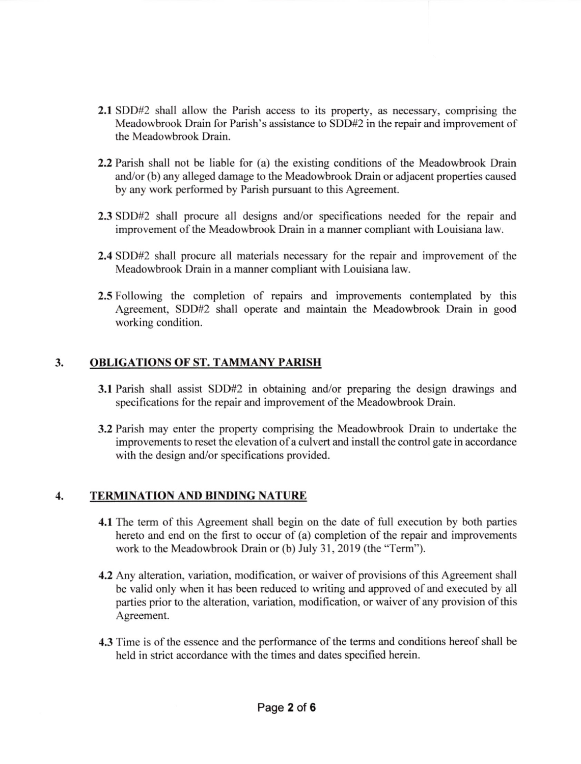**2.1** SDD#2 shall allow the Parish access to its property, as necessary, comprising the Meadowbrook Drain for Parish's assistance to SDD#2 in the repair and improvement of the Meadowbrook Drain.

**2.2** Parish shall not be liable for (a) the existing conditions of the Meadowbrook Drain and/or (b) any alleged damage to the Meadowbrook Drain or adjacent properties caused by any work performed by Parish pursuant to this Agreement.

**2.3** SDD#2 shall procure all designs and/or specifications needed for the repair and improvement of the Meadowbrook Drain in a manner compliant with Louisiana law.

**2.4** SDD#2 shall procure all materials necessary for the repair and improvement of the Meadowbrook Drain in a manner compliant with Louisiana law.

**2.5** Following the completion of repairs and improvements contemplated by this Agreement, SDD#2 shall operate and maintain the Meadowbrook Drain in good working condition.

## 3. OBLIGATIONS OF ST. TAMMANY PARISH

**3.1** Parish shall assist SDD#2 in obtaining and/or preparing the design drawings and specifications for the repair and improvement of the Meadowbrook Drain.

**3.2** Parish may enter the property comprising the Meadowbrook Drain to undertake the improvements to reset the elevation of a culvert and install the control gate in accordance with the design and/or specifications provided.

## 4. TERMINATION AND BINDING NATURE

**4.1** The term of this Agreement shall begin on the date of full execution by both parties hereto and end on the first to occur of (a) completion of the repair and improvements work to the Meadowbrook Drain or (b) July 31, 2019 (the "Term").

**4.2** Any alteration, variation, modification, or waiver of provisions of this Agreement shall be valid only when it has been reduced to writing and approved of and executed by all parties prior to the alteration, variation, modification, or waiver of any provision of this Agreement.

**4.3** Time is of the essence and the performance of the terms and conditions hereof shall be held in strict accordance with the times and dates specified herein.